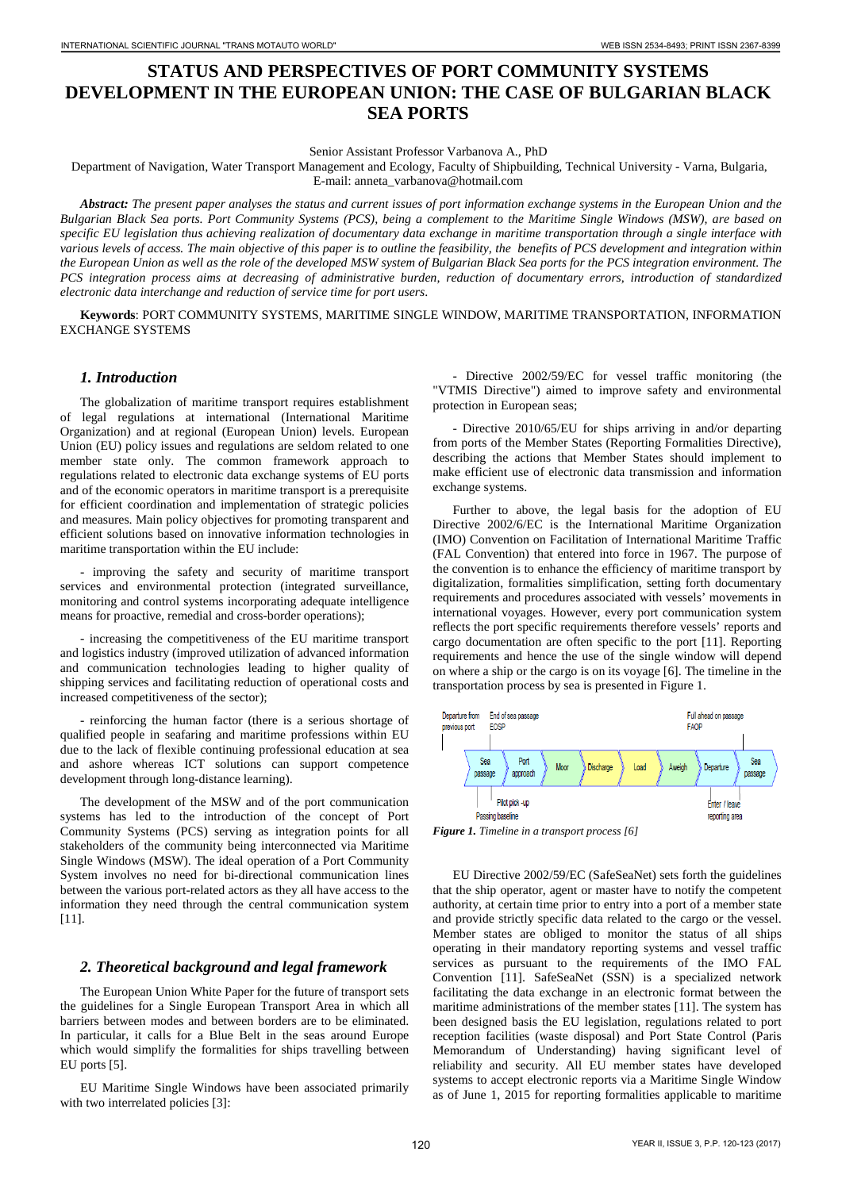# STATUS AND PERSPECTIVES OF PORT COMMUNITY SYSTEMS DEVELOPMENT IN THE EUROPEAN UNION: THE CASE OF BULGARIAN BLACK SEA PORTS

Senior Assistant Professor Varbanova A., PhD

Department of Navigation, Water Transport Management and Ecology, Faculty of Shipbuilding, Technical University - Varna, Bulgaria, E-mail: anneta_varbanova@hotmail.com

***Abstract:*** *The present paper analyses the status and current issues of port information exchange systems in the European Union and the Bulgarian Black Sea ports. Port Community Systems (PCS), being a complement to the Maritime Single Windows (MSW), are based on specific EU legislation thus achieving realization of documentary data exchange in maritime transportation through a single interface with various levels of access. The main objective of this paper is to outline the feasibility, the benefits of PCS development and integration within the European Union as well as the role of the developed MSW system of Bulgarian Black Sea ports for the PCS integration environment. The PCS integration process aims at decreasing of administrative burden, reduction of documentary errors, introduction of standardized electronic data interchange and reduction of service time for port users.*

**Keywords**: PORT COMMUNITY SYSTEMS, MARITIME SINGLE WINDOW, MARITIME TRANSPORTATION, INFORMATION EXCHANGE SYSTEMS

## *1. Introduction*

The globalization of maritime transport requires establishment of legal regulations at international (International Maritime Organization) and at regional (European Union) levels. European Union (EU) policy issues and regulations are seldom related to one member state only. The common framework approach to regulations related to electronic data exchange systems of EU ports and of the economic operators in maritime transport is a prerequisite for efficient coordination and implementation of strategic policies and measures. Main policy objectives for promoting transparent and efficient solutions based on innovative information technologies in maritime transportation within the EU include:

- improving the safety and security of maritime transport services and environmental protection (integrated surveillance, monitoring and control systems incorporating adequate intelligence means for proactive, remedial and cross-border operations);

- increasing the competitiveness of the EU maritime transport and logistics industry (improved utilization of advanced information and communication technologies leading to higher quality of shipping services and facilitating reduction of operational costs and increased competitiveness of the sector);

- reinforcing the human factor (there is a serious shortage of qualified people in seafaring and maritime professions within EU due to the lack of flexible continuing professional education at sea and ashore whereas ICT solutions can support competence development through long-distance learning).

The development of the MSW and of the port communication systems has led to the introduction of the concept of Port Community Systems (PCS) serving as integration points for all stakeholders of the community being interconnected via Maritime Single Windows (MSW). The ideal operation of a Port Community System involves no need for bi-directional communication lines between the various port-related actors as they all have access to the information they need through the central communication system [11].

## *2. Theoretical background and legal framework*

The European Union White Paper for the future of transport sets the guidelines for a Single European Transport Area in which all barriers between modes and between borders are to be eliminated. In particular, it calls for a Blue Belt in the seas around Europe which would simplify the formalities for ships travelling between EU ports [5].

EU Maritime Single Windows have been associated primarily with two interrelated policies [3]:

- Directive 2002/59/EC for vessel traffic monitoring (the "VTMIS Directive") aimed to improve safety and environmental protection in European seas;

- Directive 2010/65/EU for ships arriving in and/or departing from ports of the Member States (Reporting Formalities Directive), describing the actions that Member States should implement to make efficient use of electronic data transmission and information exchange systems.

Further to above, the legal basis for the adoption of EU Directive 2002/6/EC is the International Maritime Organization (IMO) Convention on Facilitation of International Maritime Traffic (FAL Convention) that entered into force in 1967. The purpose of the convention is to enhance the efficiency of maritime transport by digitalization, formalities simplification, setting forth documentary requirements and procedures associated with vessels' movements in international voyages. However, every port communication system reflects the port specific requirements therefore vessels' reports and cargo documentation are often specific to the port [11]. Reporting requirements and hence the use of the single window will depend on where a ship or the cargo is on its voyage [6]. The timeline in the transportation process by sea is presented in Figure 1.

Departure from previous port
End of sea passage EOSP
Full ahead on passage FAOP
Sea passage
Port approach
Moor
Discharge
Load
Aweigh
Departure
Sea passage
Pilot pick -up
Passing baseline
Enter / leave reporting area

***Figure 1.*** *Timeline in a transport process [6]*

EU Directive 2002/59/EC (SafeSeaNet) sets forth the guidelines that the ship operator, agent or master have to notify the competent authority, at certain time prior to entry into a port of a member state and provide strictly specific data related to the cargo or the vessel. Member states are obliged to monitor the status of all ships operating in their mandatory reporting systems and vessel traffic services as pursuant to the requirements of the IMO FAL Convention [11]. SafeSeaNet (SSN) is a specialized network facilitating the data exchange in an electronic format between the maritime administrations of the member states [11]. The system has been designed basis the EU legislation, regulations related to port reception facilities (waste disposal) and Port State Control (Paris Memorandum of Understanding) having significant level of reliability and security. All EU member states have developed systems to accept electronic reports via a Maritime Single Window as of June 1, 2015 for reporting formalities applicable to maritime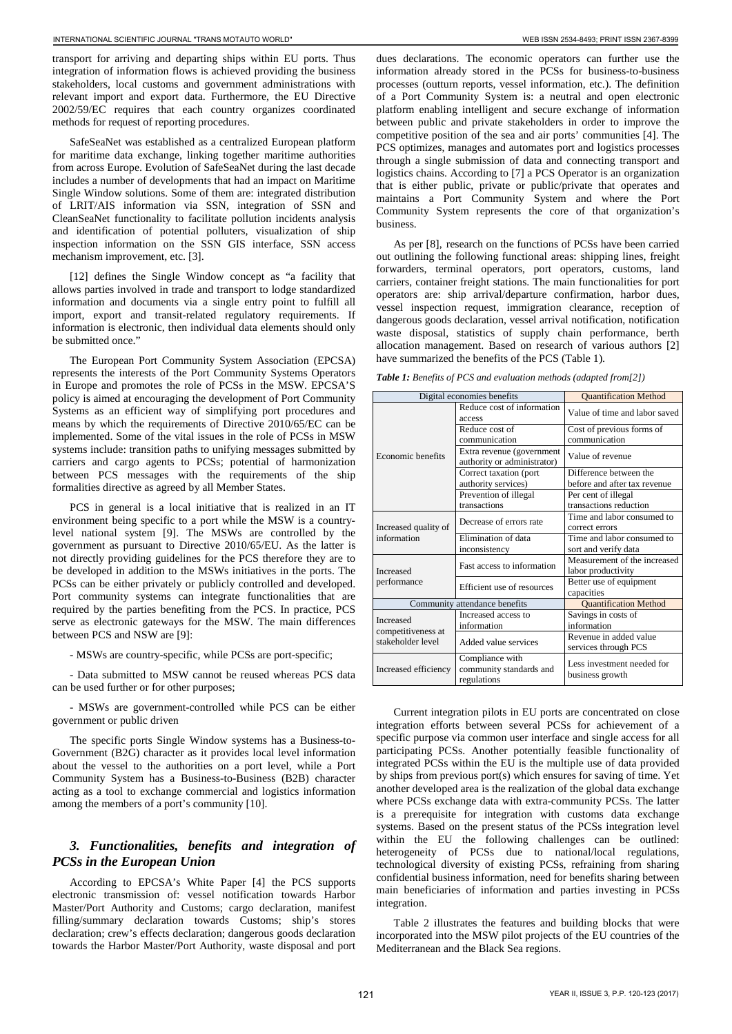transport for arriving and departing ships within EU ports. Thus integration of information flows is achieved providing the business stakeholders, local customs and government administrations with relevant import and export data. Furthermore, the EU Directive 2002/59/EC requires that each country organizes coordinated methods for request of reporting procedures.

SafeSeaNet was established as a centralized European platform for maritime data exchange, linking together maritime authorities from across Europe. Evolution of SafeSeaNet during the last decade includes a number of developments that had an impact on Maritime Single Window solutions. Some of them are: integrated distribution of LRIT/AIS information via SSN, integration of SSN and CleanSeaNet functionality to facilitate pollution incidents analysis and identification of potential polluters, visualization of ship inspection information on the SSN GIS interface, SSN access mechanism improvement, etc. [3].

[12] defines the Single Window concept as "a facility that allows parties involved in trade and transport to lodge standardized information and documents via a single entry point to fulfill all import, export and transit-related regulatory requirements. If information is electronic, then individual data elements should only be submitted once."

The European Port Community System Association (EPCSA) represents the interests of the Port Community Systems Operators in Europe and promotes the role of PCSs in the MSW. EPCSA'S policy is aimed at encouraging the development of Port Community Systems as an efficient way of simplifying port procedures and means by which the requirements of Directive 2010/65/EC can be implemented. Some of the vital issues in the role of PCSs in MSW systems include: transition paths to unifying messages submitted by carriers and cargo agents to PCSs; potential of harmonization between PCS messages with the requirements of the ship formalities directive as agreed by all Member States.

PCS in general is a local initiative that is realized in an IT environment being specific to a port while the MSW is a country-level national system [9]. The MSWs are controlled by the government as pursuant to Directive 2010/65/EU. As the latter is not directly providing guidelines for the PCS therefore they are to be developed in addition to the MSWs initiatives in the ports. The PCSs can be either privately or publicly controlled and developed. Port community systems can integrate functionalities that are required by the parties benefiting from the PCS. In practice, PCS serve as electronic gateways for the MSW. The main differences between PCS and NSW are [9]:

- MSWs are country-specific, while PCSs are port-specific;

- Data submitted to MSW cannot be reused whereas PCS data can be used further or for other purposes;

- MSWs are government-controlled while PCS can be either government or public driven

The specific ports Single Window systems has a Business-to-Government (B2G) character as it provides local level information about the vessel to the authorities on a port level, while a Port Community System has a Business-to-Business (B2B) character acting as a tool to exchange commercial and logistics information among the members of a port's community [10].

## *3. Functionalities, benefits and integration of PCSs in the European Union*

According to EPCSA's White Paper [4] the PCS supports electronic transmission of: vessel notification towards Harbor Master/Port Authority and Customs; cargo declaration, manifest filling/summary declaration towards Customs; ship's stores declaration; crew's effects declaration; dangerous goods declaration towards the Harbor Master/Port Authority, waste disposal and port dues declarations. The economic operators can further use the information already stored in the PCSs for business-to-business processes (outturn reports, vessel information, etc.). The definition of a Port Community System is: a neutral and open electronic platform enabling intelligent and secure exchange of information between public and private stakeholders in order to improve the competitive position of the sea and air ports' communities [4]. The PCS optimizes, manages and automates port and logistics processes through a single submission of data and connecting transport and logistics chains. According to [7] a PCS Operator is an organization that is either public, private or public/private that operates and maintains a Port Community System and where the Port Community System represents the core of that organization's business.

As per [8], research on the functions of PCSs have been carried out outlining the following functional areas: shipping lines, freight forwarders, terminal operators, port operators, customs, land carriers, container freight stations. The main functionalities for port operators are: ship arrival/departure confirmation, harbor dues, vessel inspection request, immigration clearance, reception of dangerous goods declaration, vessel arrival notification, notification waste disposal, statistics of supply chain performance, berth allocation management. Based on research of various authors [2] have summarized the benefits of the PCS (Table 1).

***Table 1:** Benefits of PCS and evaluation methods (adapted from[2])*

| Digital economies benefits | | Quantification Method |
|---|---|---|
| Economic benefits | Reduce cost of information access | Value of time and labor saved |
| | Reduce cost of communication | Cost of previous forms of communication |
| | Extra revenue (government authority or administrator) | Value of revenue |
| | Correct taxation (port authority services) | Difference between the before and after tax revenue |
| | Prevention of illegal transactions | Per cent of illegal transactions reduction |
| Increased quality of information | Decrease of errors rate | Time and labor consumed to correct errors |
| | Elimination of data inconsistency | Time and labor consumed to sort and verify data |
| Increased performance | Fast access to information | Measurement of the increased labor productivity |
| | Efficient use of resources | Better use of equipment capacities |
| Community attendance benefits | | Quantification Method |
| Increased competitiveness at stakeholder level | Increased access to information | Savings in costs of information |
| | Added value services | Revenue in added value services through PCS |
| Increased efficiency | Compliance with community standards and regulations | Less investment needed for business growth |

Current integration pilots in EU ports are concentrated on close integration efforts between several PCSs for achievement of a specific purpose via common user interface and single access for all participating PCSs. Another potentially feasible functionality of integrated PCSs within the EU is the multiple use of data provided by ships from previous port(s) which ensures for saving of time. Yet another developed area is the realization of the global data exchange where PCSs exchange data with extra-community PCSs. The latter is a prerequisite for integration with customs data exchange systems. Based on the present status of the PCSs integration level within the EU the following challenges can be outlined: heterogeneity of PCSs due to national/local regulations, technological diversity of existing PCSs, refraining from sharing confidential business information, need for benefits sharing between main beneficiaries of information and parties investing in PCSs integration.

Table 2 illustrates the features and building blocks that were incorporated into the MSW pilot projects of the EU countries of the Mediterranean and the Black Sea regions.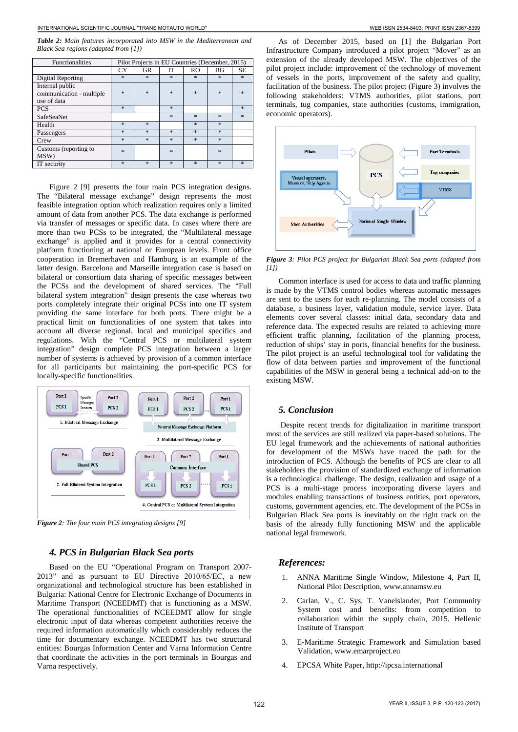***Table 2:** Main features incorporated into MSW in the Mediterranean and Black Sea regions (adapted from [1])*

| Functionalities | Pilot Projects in EU Countries (December, 2015) | | | | | |
|---|---|---|---|---|---|---|
| | CY | GR | IT | RO | BG | SE |
| Digital Reporting | * | * | * | * | * | * |
| Internal public communication - multiple use of data | * | * | * | * | * | * |
| PCS | * | | * | | | * |
| SafeSeaNet | | | * | * | * | * |
| Health | * | * | | * | * | |
| Passengers | * | * | * | * | * | |
| Crew | * | * | * | * | * | |
| Customs (reporting to MSW) | * | | * | | * | |
| IT security | * | * | * | * | * | * |

Figure 2 [9] presents the four main PCS integration designs. The "Bilateral message exchange" design represents the most feasible integration option which realization requires only a limited amount of data from another PCS. The data exchange is performed via transfer of messages or specific data. In cases where there are more than two PCSs to be integrated, the "Multilateral message exchange" is applied and it provides for a central connectivity platform functioning at national or European levels. Front office cooperation in Bremerhaven and Hamburg is an example of the latter design. Barcelona and Marseille integration case is based on bilateral or consortium data sharing of specific messages between the PCSs and the development of shared services. The "Full bilateral system integration" design presents the case whereas two ports completely integrate their original PCSs into one IT system providing the same interface for both ports. There might be a practical limit on functionalities of one system that takes into account all diverse regional, local and municipal specifics and regulations. With the "Central PCS or multilateral system integration" design complete PCS integration between a larger number of systems is achieved by provision of a common interface for all participants but maintaining the port-specific PCS for locally-specific functionalities.

Port 1
PCS 1
Specific Message Services
Port 2
PCS 2
1. Bilateral Message Exchange
Port 1
PCS 1
Port 2
PCS 2
Port i
PCS i
Neutral Message Exchange Platform
3. Multilateral Message Exchange
Port 1
Port 2
Shared PCS
2. Full Bilateral System Integration
Port 1
Port 2
Port i
Common Interface
PCS 1
PCS 2
PCS i
4. Central PCS or Multilateral System Integration

***Figure 2**: The four main PCS integrating designs [9]*

## 4. PCS in Bulgarian Black Sea ports

Based on the EU "Operational Program on Transport 2007-2013" and as pursuant to EU Directive 2010/65/EC, a new organizational and technological structure has been established in Bulgaria: National Centre for Electronic Exchange of Documents in Maritime Transport (NCEEDMT) that is functioning as a MSW. The operational functionalities of NCEEDMT allow for single electronic input of data whereas competent authorities receive the required information automatically which considerably reduces the time for documentary exchange. NCEEDMT has two structural entities: Bourgas Information Center and Varna Information Centre that coordinate the activities in the port terminals in Bourgas and Varna respectively.

As of December 2015, based on [1] the Bulgarian Port Infrastructure Company introduced a pilot project "Mover" as an extension of the already developed MSW. The objectives of the pilot project include: improvement of the technology of movement of vessels in the ports, improvement of the safety and quality, facilitation of the business. The pilot project (Figure 3) involves the following stakeholders: VTMS authorities, pilot stations, port terminals, tug companies, state authorities (customs, immigration, economic operators).

Pilots
Port Terminals
PCS
Tug companies
Vessel operators, Masters, Ship Agents
VTMS
State Authorities
National Single Window

***Figure 3**: Pilot PCS project for Bulgarian Black Sea ports (adapted from [1])*

Common interface is used for access to data and traffic planning is made by the VTMS control bodies whereas automatic messages are sent to the users for each re-planning. The model consists of a database, a business layer, validation module, service layer. Data elements cover several classes: initial data, secondary data and reference data. The expected results are related to achieving more efficient traffic planning, facilitation of the planning process, reduction of ships' stay in ports, financial benefits for the business. The pilot project is an useful technological tool for validating the flow of data between parties and improvement of the functional capabilities of the MSW in general being a technical add-on to the existing MSW.

## 5. Conclusion

Despite recent trends for digitalization in maritime transport most of the services are still realized via paper-based solutions. The EU legal framework and the achievements of national authorities for development of the MSWs have traced the path for the introduction of PCS. Although the benefits of PCS are clear to all stakeholders the provision of standardized exchange of information is a technological challenge. The design, realization and usage of a PCS is a multi-stage process incorporating diverse layers and modules enabling transactions of business entities, port operators, customs, government agencies, etc. The development of the PCSs in Bulgarian Black Sea ports is inevitably on the right track on the basis of the already fully functioning MSW and the applicable national legal framework.

## References:

1. ANNA Maritime Single Window, Milestone 4, Part II, National Pilot Description, www.annamsw.eu
2. Carlan, V., C. Sys, T. Vanelslander, Port Community System cost and benefits: from competition to collaboration within the supply chain, 2015, Hellenic Institute of Transport
3. E-Maritime Strategic Framework and Simulation based Validation, www.emarproject.eu
4. EPCSA White Paper, http://ipcsa.international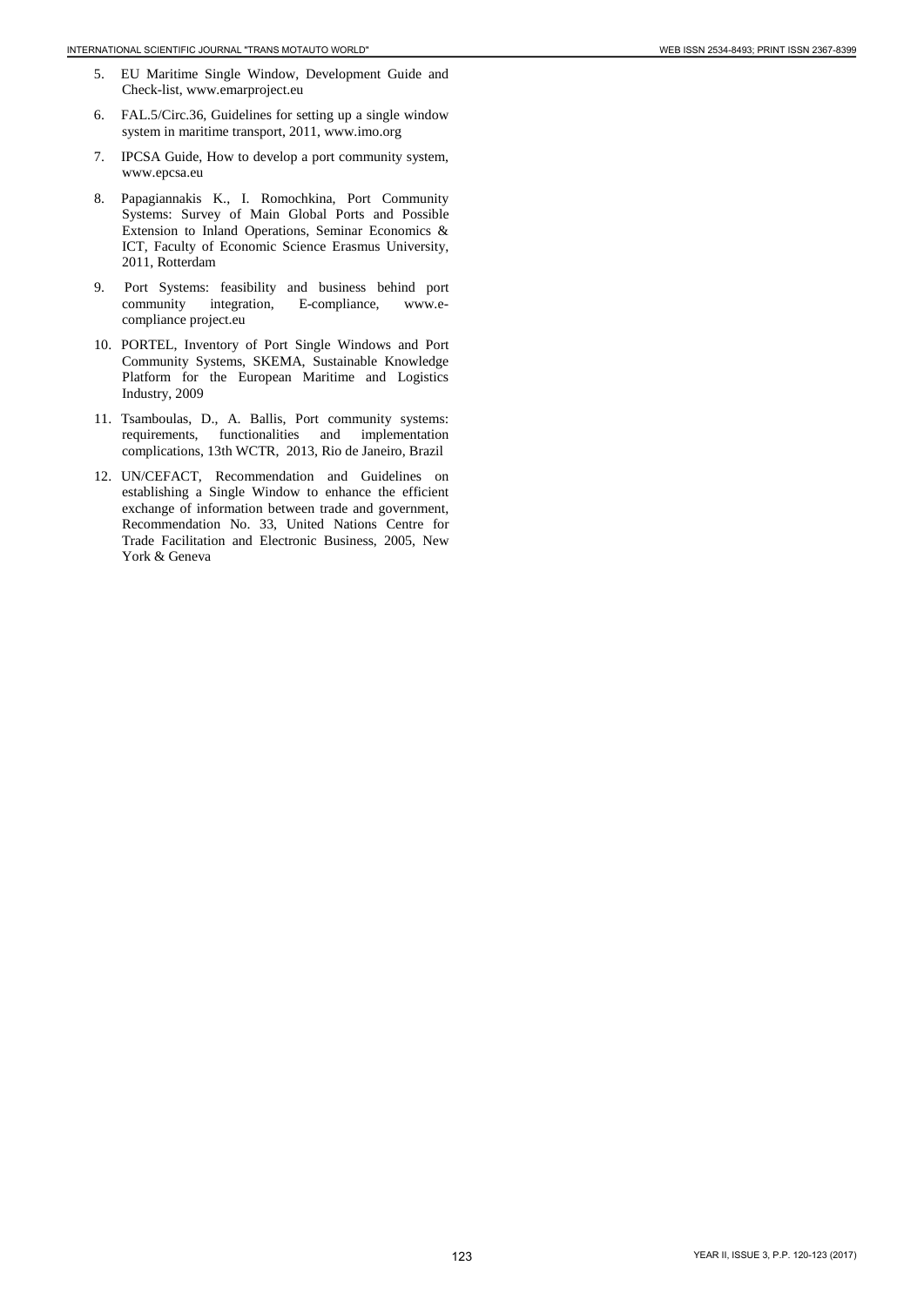5. EU Maritime Single Window, Development Guide and Check-list, www.emarproject.eu

6. FAL.5/Circ.36, Guidelines for setting up a single window system in maritime transport, 2011, www.imo.org

7. IPCSA Guide, How to develop a port community system, www.epcsa.eu

8. Papagiannakis K., I. Romochkina, Port Community Systems: Survey of Main Global Ports and Possible Extension to Inland Operations, Seminar Economics & ICT, Faculty of Economic Science Erasmus University, 2011, Rotterdam

9. Port Systems: feasibility and business behind port community integration, E-compliance, www.e-compliance project.eu

10. PORTEL, Inventory of Port Single Windows and Port Community Systems, SKEMA, Sustainable Knowledge Platform for the European Maritime and Logistics Industry, 2009

11. Tsamboulas, D., A. Ballis, Port community systems: requirements, functionalities and implementation complications, 13th WCTR, 2013, Rio de Janeiro, Brazil

12. UN/CEFACT, Recommendation and Guidelines on establishing a Single Window to enhance the efficient exchange of information between trade and government, Recommendation No. 33, United Nations Centre for Trade Facilitation and Electronic Business, 2005, New York & Geneva